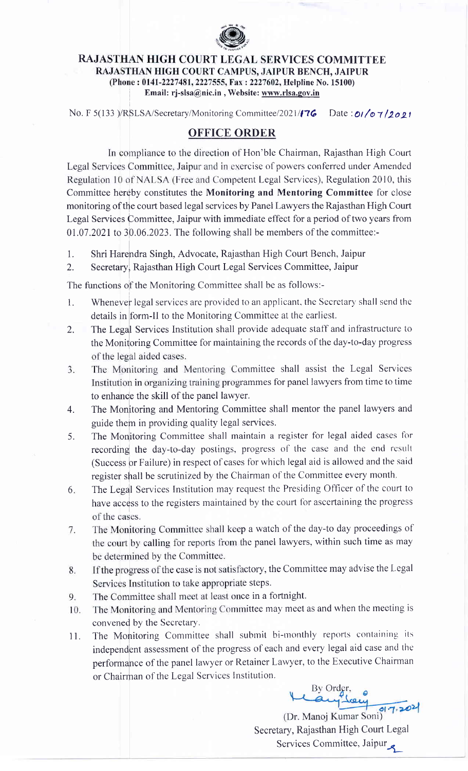# RAJASTHAN HIGH COURT LEGAL SERVICES COMMITTEE

**RAJASTHAN HIGH COURT CAMPUS, JAIPUR BENCH, JAIPUR**
**(Phone : 0141-2227481, 2227555, Fax : 2227602, Helpline No. 15100)**
**Email: rj-slsa@nic.in , Website: www.rlsa.gov.in**

No. F 5(133 )/RSLSA/Secretary/Monitoring Committee/2021/176 Date : 01/07/2021

## OFFICE ORDER

In compliance to the direction of Hon'ble Chairman, Rajasthan High Court Legal Services Committee, Jaipur and in exercise of powers conferred under Amended Regulation 10 of NALSA (Free and Competent Legal Services), Regulation 2010, this Committee hereby constitutes the **Monitoring and Mentoring Committee** for close monitoring of the court based legal services by Panel Lawyers the Rajasthan High Court Legal Services Committee, Jaipur with immediate effect for a period of two years from 01.07.2021 to 30.06.2023. The following shall be members of the committee:-

1. Shri Harendra Singh, Advocate, Rajasthan High Court Bench, Jaipur
2. Secretary, Rajasthan High Court Legal Services Committee, Jaipur

The functions of the Monitoring Committee shall be as follows:-

1. Whenever legal services are provided to an applicant, the Secretary shall send the details in form-II to the Monitoring Committee at the earliest.
2. The Legal Services Institution shall provide adequate staff and infrastructure to the Monitoring Committee for maintaining the records of the day-to-day progress of the legal aided cases.
3. The Monitoring and Mentoring Committee shall assist the Legal Services Institution in organizing training programmes for panel lawyers from time to time to enhance the skill of the panel lawyer.
4. The Monitoring and Mentoring Committee shall mentor the panel lawyers and guide them in providing quality legal services.
5. The Monitoring Committee shall maintain a register for legal aided cases for recording the day-to-day postings, progress of the case and the end result (Success or Failure) in respect of cases for which legal aid is allowed and the said register shall be scrutinized by the Chairman of the Committee every month.
6. The Legal Services Institution may request the Presiding Officer of the court to have access to the registers maintained by the court for ascertaining the progress of the cases.
7. The Monitoring Committee shall keep a watch of the day-to day proceedings of the court by calling for reports from the panel lawyers, within such time as may be determined by the Committee.
8. If the progress of the case is not satisfactory, the Committee may advise the Legal Services Institution to take appropriate steps.
9. The Committee shall meet at least once in a fortnight.
10. The Monitoring and Mentoring Committee may meet as and when the meeting is convened by the Secretary.
11. The Monitoring Committee shall submit bi-monthly reports containing its independent assessment of the progress of each and every legal aid case and the performance of the panel lawyer or Retainer Lawyer, to the Executive Chairman or Chairman of the Legal Services Institution.

By Order,
01.7.2021
(Dr. Manoj Kumar Soni)
Secretary, Rajasthan High Court Legal Services Committee, Jaipur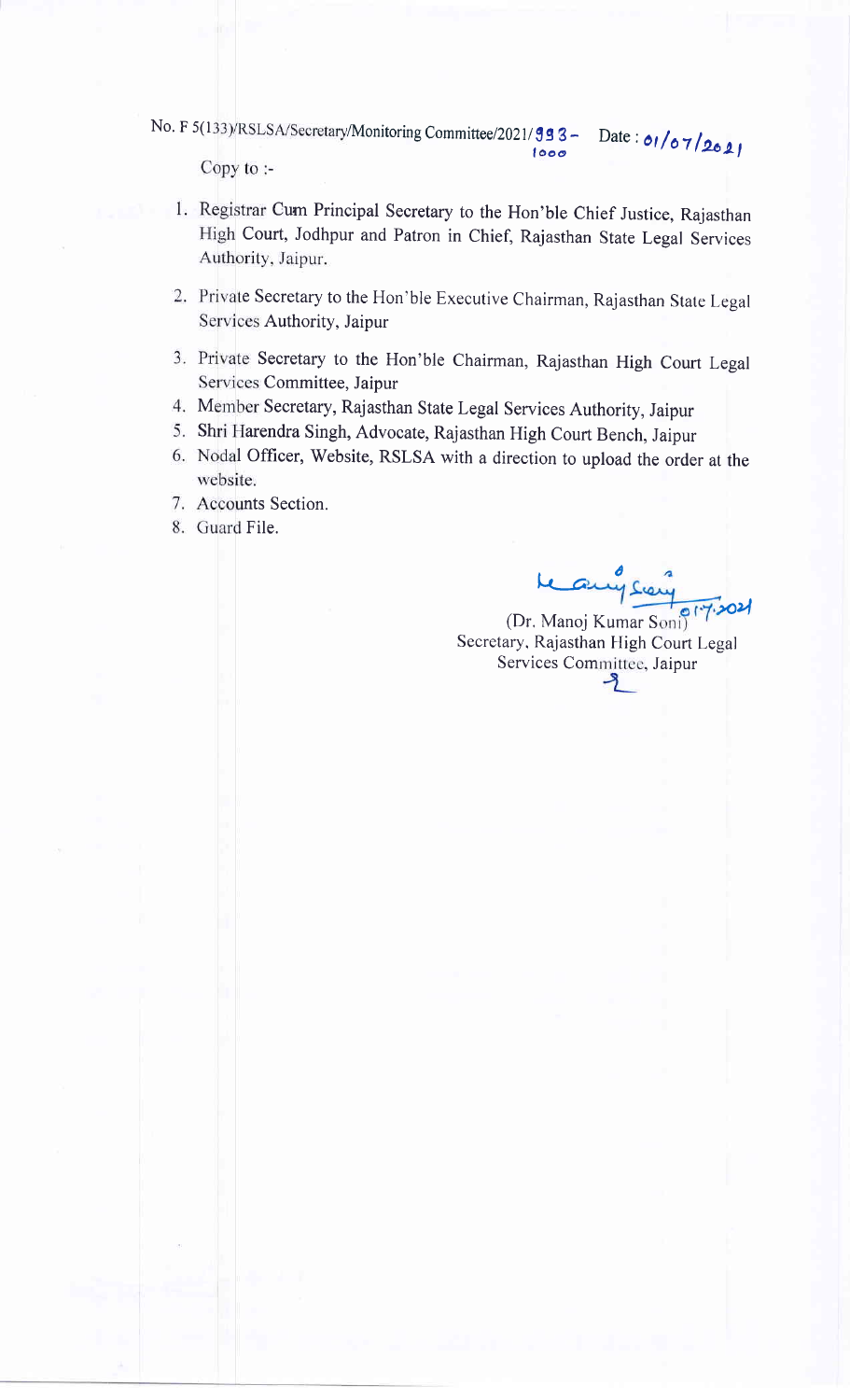No. F 5(133)/RSLSA/Secretary/Monitoring Committee/2021/993-1000 Date : 01/07/2021

Copy to :-

1. Registrar Cum Principal Secretary to the Hon'ble Chief Justice, Rajasthan High Court, Jodhpur and Patron in Chief, Rajasthan State Legal Services Authority, Jaipur.
2. Private Secretary to the Hon'ble Executive Chairman, Rajasthan State Legal Services Authority, Jaipur
3. Private Secretary to the Hon'ble Chairman, Rajasthan High Court Legal Services Committee, Jaipur
4. Member Secretary, Rajasthan State Legal Services Authority, Jaipur
5. Shri Harendra Singh, Advocate, Rajasthan High Court Bench, Jaipur
6. Nodal Officer, Website, RSLSA with a direction to upload the order at the website.
7. Accounts Section.
8. Guard File.

01.7.2021

(Dr. Manoj Kumar Soni)
Secretary, Rajasthan High Court Legal Services Committee, Jaipur